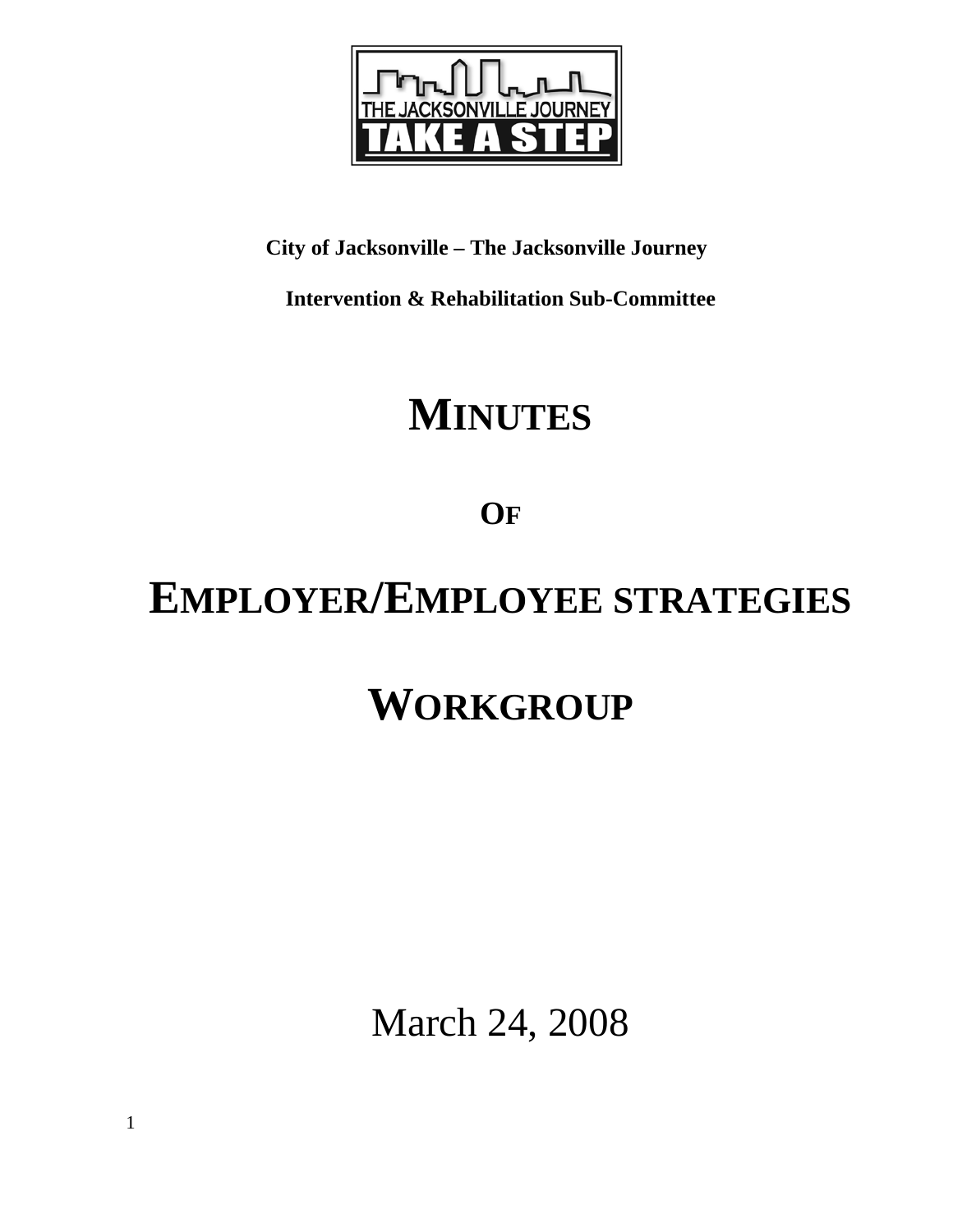THE JACKSONVILLE JOURNEY
TAKE A STEP

**City of Jacksonville – The Jacksonville Journey**

**Intervention & Rehabilitation Sub-Committee**

# MINUTES

## OF

# EMPLOYER/EMPLOYEE STRATEGIES

# WORKGROUP

March 24, 2008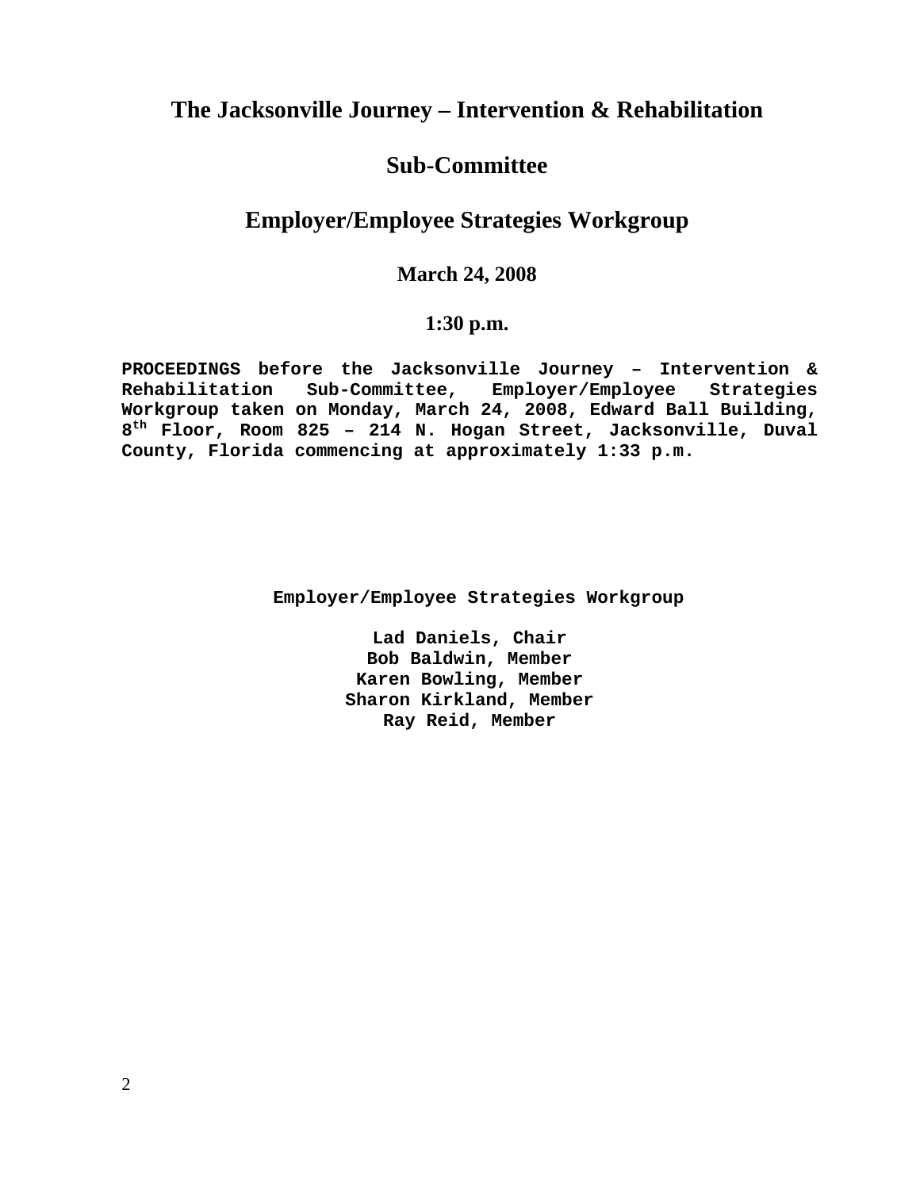# The Jacksonville Journey – Intervention & Rehabilitation

# Sub-Committee

# Employer/Employee Strategies Workgroup

### March 24, 2008

### 1:30 p.m.

**PROCEEDINGS before the Jacksonville Journey – Intervention & Rehabilitation Sub-Committee, Employer/Employee Strategies Workgroup taken on Monday, March 24, 2008, Edward Ball Building, 8th Floor, Room 825 – 214 N. Hogan Street, Jacksonville, Duval County, Florida commencing at approximately 1:33 p.m.**

**Employer/Employee Strategies Workgroup**

**Lad Daniels, Chair**
**Bob Baldwin, Member**
**Karen Bowling, Member**
**Sharon Kirkland, Member**
**Ray Reid, Member**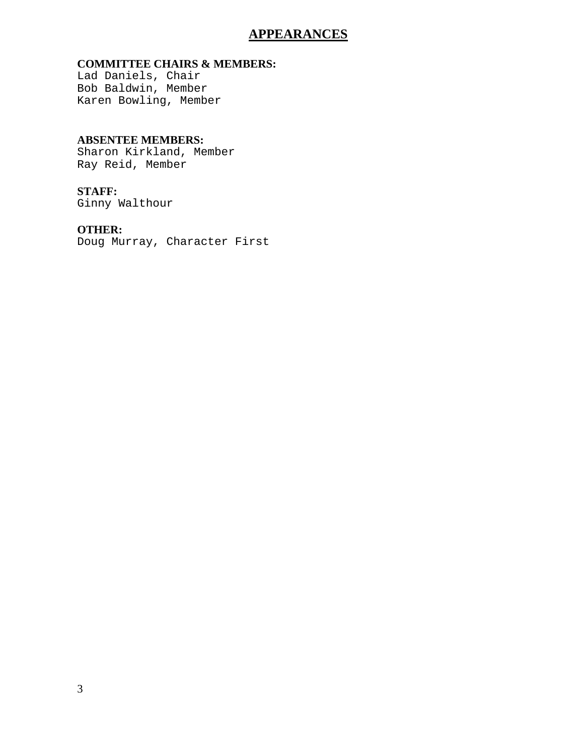# APPEARANCES

**COMMITTEE CHAIRS & MEMBERS:**
Lad Daniels, Chair
Bob Baldwin, Member
Karen Bowling, Member

**ABSENTEE MEMBERS:**
Sharon Kirkland, Member
Ray Reid, Member

**STAFF:**
Ginny Walthour

**OTHER:**
Doug Murray, Character First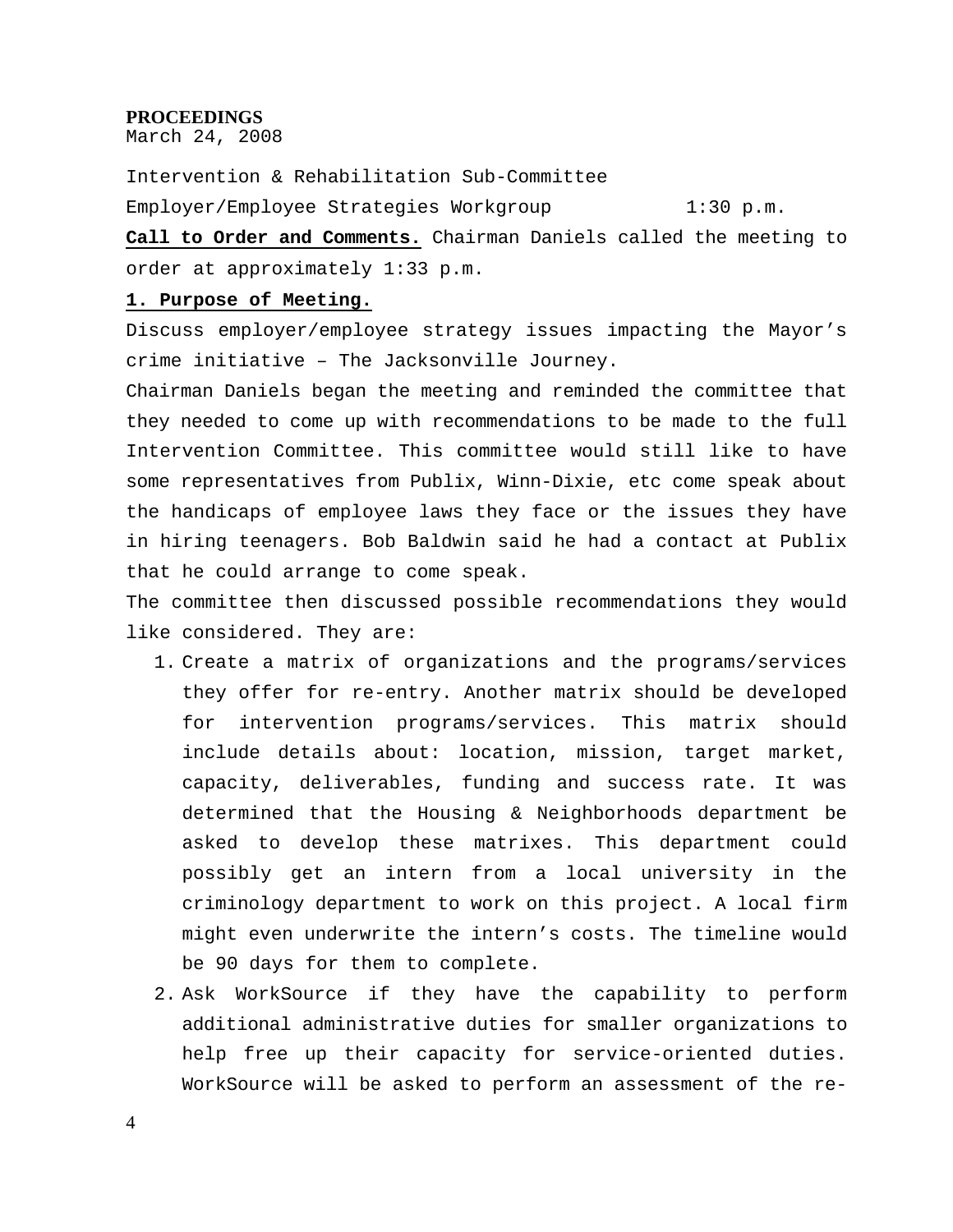**PROCEEDINGS**

March 24, 2008

Intervention & Rehabilitation Sub-Committee

Employer/Employee Strategies Workgroup 1:30 p.m.

**Call to Order and Comments.** Chairman Daniels called the meeting to order at approximately 1:33 p.m.

**1. Purpose of Meeting.**

Discuss employer/employee strategy issues impacting the Mayor's crime initiative – The Jacksonville Journey.

Chairman Daniels began the meeting and reminded the committee that they needed to come up with recommendations to be made to the full Intervention Committee. This committee would still like to have some representatives from Publix, Winn-Dixie, etc come speak about the handicaps of employee laws they face or the issues they have in hiring teenagers. Bob Baldwin said he had a contact at Publix that he could arrange to come speak.

The committee then discussed possible recommendations they would like considered. They are:

1. Create a matrix of organizations and the programs/services they offer for re-entry. Another matrix should be developed for intervention programs/services. This matrix should include details about: location, mission, target market, capacity, deliverables, funding and success rate. It was determined that the Housing & Neighborhoods department be asked to develop these matrixes. This department could possibly get an intern from a local university in the criminology department to work on this project. A local firm might even underwrite the intern's costs. The timeline would be 90 days for them to complete.
2. Ask WorkSource if they have the capability to perform additional administrative duties for smaller organizations to help free up their capacity for service-oriented duties. WorkSource will be asked to perform an assessment of the re-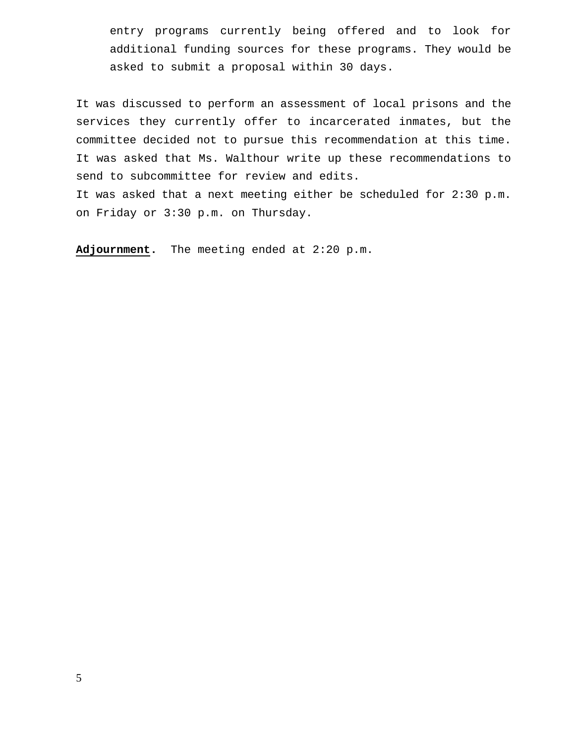entry programs currently being offered and to look for additional funding sources for these programs. They would be asked to submit a proposal within 30 days.

It was discussed to perform an assessment of local prisons and the services they currently offer to incarcerated inmates, but the committee decided not to pursue this recommendation at this time. It was asked that Ms. Walthour write up these recommendations to send to subcommittee for review and edits.
It was asked that a next meeting either be scheduled for 2:30 p.m. on Friday or 3:30 p.m. on Thursday.

**Adjournment.** The meeting ended at 2:20 p.m.